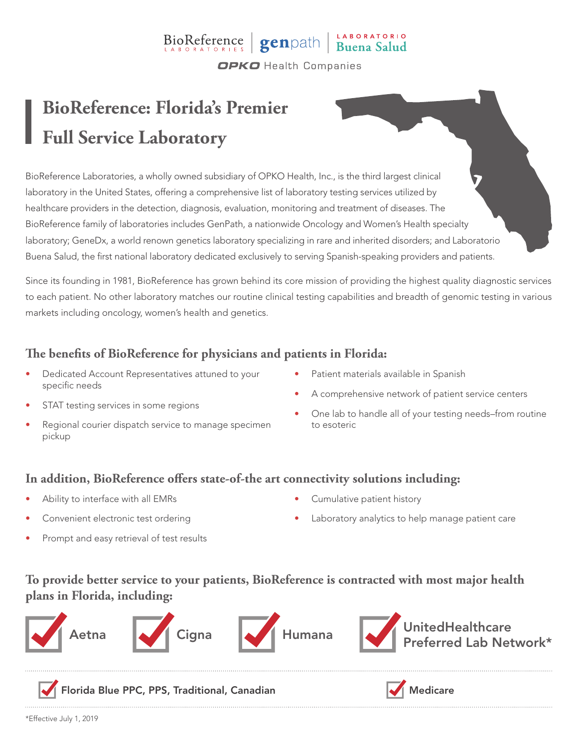BioReference LABORATORIES | genpath | LABORATORIO Buena Salud

OPKO Health Companies

# BioReference: Florida's Premier Full Service Laboratory

BioReference Laboratories, a wholly owned subsidiary of OPKO Health, Inc., is the third largest clinical laboratory in the United States, offering a comprehensive list of laboratory testing services utilized by healthcare providers in the detection, diagnosis, evaluation, monitoring and treatment of diseases. The BioReference family of laboratories includes GenPath, a nationwide Oncology and Women's Health specialty laboratory; GeneDx, a world renown genetics laboratory specializing in rare and inherited disorders; and Laboratorio Buena Salud, the first national laboratory dedicated exclusively to serving Spanish-speaking providers and patients.

Since its founding in 1981, BioReference has grown behind its core mission of providing the highest quality diagnostic services to each patient. No other laboratory matches our routine clinical testing capabilities and breadth of genomic testing in various markets including oncology, women's health and genetics.

## The benefits of BioReference for physicians and patients in Florida:

- Dedicated Account Representatives attuned to your specific needs
- STAT testing services in some regions
- Regional courier dispatch service to manage specimen pickup
- Patient materials available in Spanish
- A comprehensive network of patient service centers
- One lab to handle all of your testing needs–from routine to esoteric

## In addition, BioReference offers state-of-the art connectivity solutions including:

- Ability to interface with all EMRs
- Convenient electronic test ordering
- Prompt and easy retrieval of test results
- Cumulative patient history
- Laboratory analytics to help manage patient care

## To provide better service to your patients, BioReference is contracted with most major health plans in Florida, including:

- Aetna
- Cigna
- Humana
- UnitedHealthcare Preferred Lab Network*
- Florida Blue PPC, PPS, Traditional, Canadian
- Medicare

*Effective July 1, 2019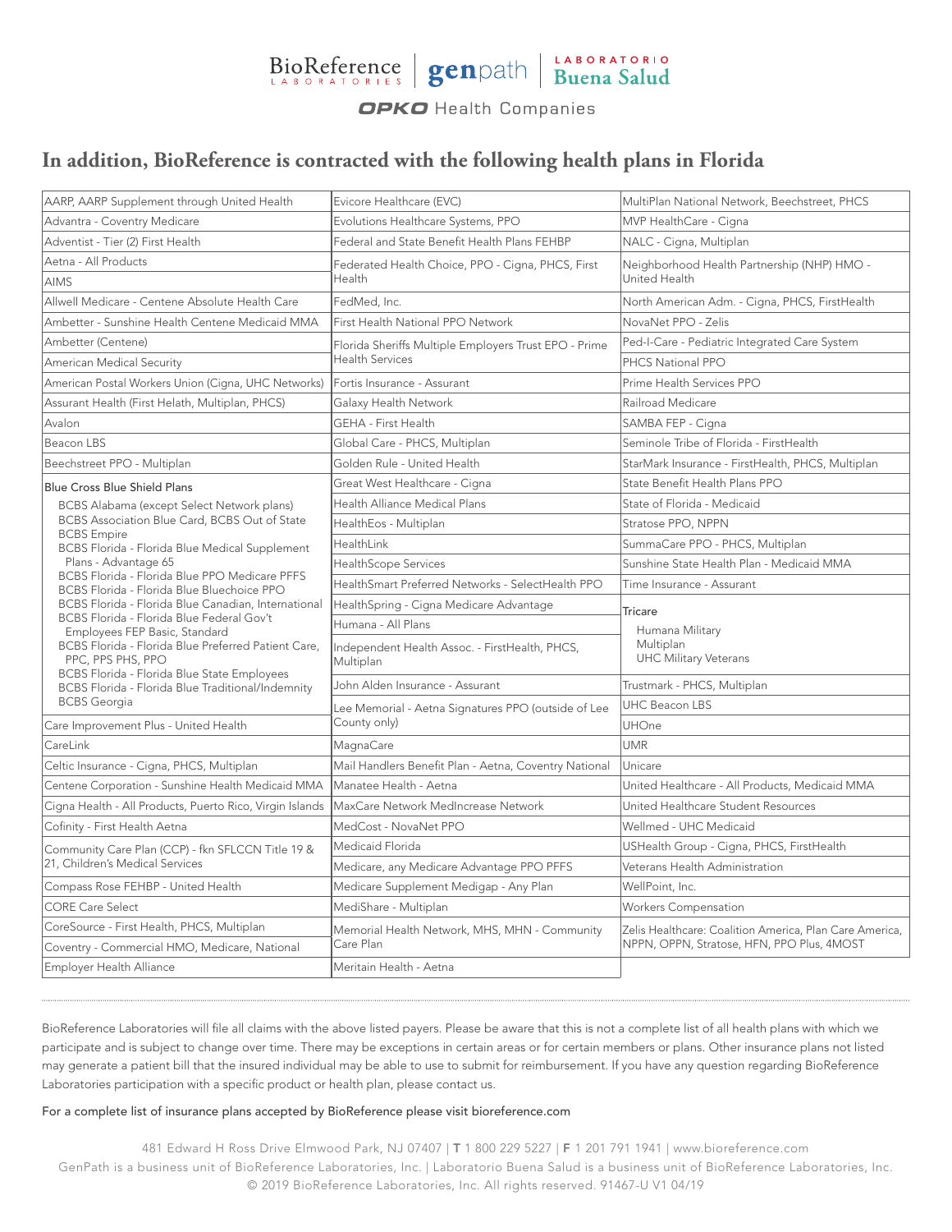BioReference LABORATORIES | genpath | LABORATORIO Buena Salud

OPKO Health Companies

## In addition, BioReference is contracted with the following health plans in Florida

| | | |
|---|---|---|
| AARP, AARP Supplement through United Health | Evicore Healthcare (EVC) | MultiPlan National Network, Beechstreet, PHCS |
| Advantra - Coventry Medicare | Evolutions Healthcare Systems, PPO | MVP HealthCare - Cigna |
| Adventist - Tier (2) First Health | Federal and State Benefit Health Plans FEHBP | NALC - Cigna, Multiplan |
| Aetna - All Products | Federated Health Choice, PPO - Cigna, PHCS, First Health | Neighborhood Health Partnership (NHP) HMO - United Health |
| AIMS | | |
| Allwell Medicare - Centene Absolute Health Care | FedMed, Inc. | North American Adm. - Cigna, PHCS, FirstHealth |
| Ambetter - Sunshine Health Centene Medicaid MMA | First Health National PPO Network | NovaNet PPO - Zelis |
| Ambetter (Centene) | Florida Sheriffs Multiple Employers Trust EPO - Prime Health Services | Ped-I-Care - Pediatric Integrated Care System |
| American Medical Security | | PHCS National PPO |
| American Postal Workers Union (Cigna, UHC Networks) | Fortis Insurance - Assurant | Prime Health Services PPO |
| Assurant Health (First Helath, Multiplan, PHCS) | Galaxy Health Network | Railroad Medicare |
| Avalon | GEHA - First Health | SAMBA FEP - Cigna |
| Beacon LBS | Global Care - PHCS, Multiplan | Seminole Tribe of Florida - FirstHealth |
| Beechstreet PPO - Multiplan | Golden Rule - United Health | StarMark Insurance - FirstHealth, PHCS, Multiplan |
| Blue Cross Blue Shield Plans<br>BCBS Alabama (except Select Network plans)<br>BCBS Association Blue Card, BCBS Out of State<br>BCBS Empire<br>BCBS Florida - Florida Blue Medical Supplement Plans - Advantage 65<br>BCBS Florida - Florida Blue PPO Medicare PFFS<br>BCBS Florida - Florida Blue Bluechoice PPO<br>BCBS Florida - Florida Blue Canadian, International<br>BCBS Florida - Florida Blue Federal Gov't Employees FEP Basic, Standard<br>BCBS Florida - Florida Blue Preferred Patient Care, PPC, PPS PHS, PPO<br>BCBS Florida - Florida Blue State Employees<br>BCBS Florida - Florida Blue Traditional/Indemnity<br>BCBS Georgia | Great West Healthcare - Cigna | State Benefit Health Plans PPO |
| | Health Alliance Medical Plans | State of Florida - Medicaid |
| | HealthEos - Multiplan | Stratose PPO, NPPN |
| | HealthLink | SummaCare PPO - PHCS, Multiplan |
| | HealthScope Services | Sunshine State Health Plan - Medicaid MMA |
| | HealthSmart Preferred Networks - SelectHealth PPO | Time Insurance - Assurant |
| | HealthSpring - Cigna Medicare Advantage | Tricare<br>Humana Military<br>Multiplan<br>UHC Military Veterans |
| | Humana - All Plans | |
| | Independent Health Assoc. - FirstHealth, PHCS, Multiplan | |
| | John Alden Insurance - Assurant | Trustmark - PHCS, Multiplan |
| | Lee Memorial - Aetna Signatures PPO (outside of Lee County only) | UHC Beacon LBS |
| Care Improvement Plus - United Health | | UHOne |
| CareLink | MagnaCare | UMR |
| Celtic Insurance - Cigna, PHCS, Multiplan | Mail Handlers Benefit Plan - Aetna, Coventry National | Unicare |
| Centene Corporation - Sunshine Health Medicaid MMA | Manatee Health - Aetna | United Healthcare - All Products, Medicaid MMA |
| Cigna Health - All Products, Puerto Rico, Virgin Islands | MaxCare Network MedIncrease Network | United Healthcare Student Resources |
| Cofinity - First Health Aetna | MedCost - NovaNet PPO | Wellmed - UHC Medicaid |
| Community Care Plan (CCP) - fkn SFLCCN Title 19 & 21, Children's Medical Services | Medicaid Florida | USHealth Group - Cigna, PHCS, FirstHealth |
| | Medicare, any Medicare Advantage PPO PFFS | Veterans Health Administration |
| Compass Rose FEHBP - United Health | Medicare Supplement Medigap - Any Plan | WellPoint, Inc. |
| CORE Care Select | MediShare - Multiplan | Workers Compensation |
| CoreSource - First Health, PHCS, Multiplan | Memorial Health Network, MHS, MHN - Community Care Plan | Zelis Healthcare: Coalition America, Plan Care America, NPPN, OPPN, Stratose, HFN, PPO Plus, 4MOST |
| Coventry - Commercial HMO, Medicare, National | | |
| Employer Health Alliance | Meritain Health - Aetna | |

BioReference Laboratories will file all claims with the above listed payers. Please be aware that this is not a complete list of all health plans with which we participate and is subject to change over time. There may be exceptions in certain areas or for certain members or plans. Other insurance plans not listed may generate a patient bill that the insured individual may be able to use to submit for reimbursement. If you have any question regarding BioReference Laboratories participation with a specific product or health plan, please contact us.

For a complete list of insurance plans accepted by BioReference please visit bioreference.com

481 Edward H Ross Drive Elmwood Park, NJ 07407 | **T** 1 800 229 5227 | **F** 1 201 791 1941 | www.bioreference.com

GenPath is a business unit of BioReference Laboratories, Inc. | Laboratorio Buena Salud is a business unit of BioReference Laboratories, Inc.

© 2019 BioReference Laboratories, Inc. All rights reserved. 91467-U V1 04/19